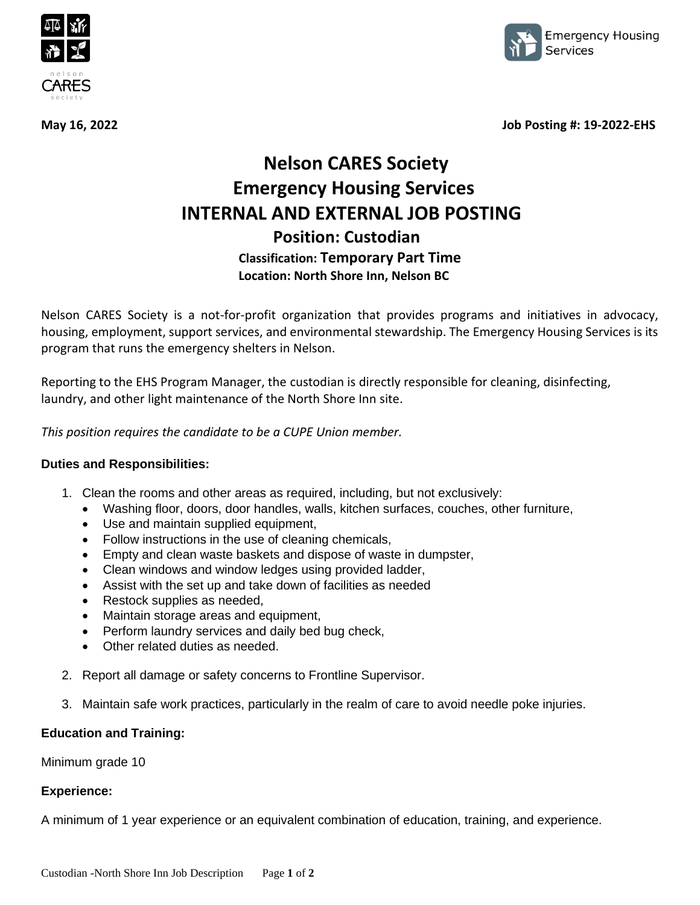**May 16, 2022** **Job Posting #: 19-2022-EHS**

# Nelson CARES Society
# Emergency Housing Services
# INTERNAL AND EXTERNAL JOB POSTING
## Position: Custodian
### Classification: Temporary Part Time
### Location: North Shore Inn, Nelson BC

Nelson CARES Society is a not-for-profit organization that provides programs and initiatives in advocacy, housing, employment, support services, and environmental stewardship. The Emergency Housing Services is its program that runs the emergency shelters in Nelson.

Reporting to the EHS Program Manager, the custodian is directly responsible for cleaning, disinfecting, laundry, and other light maintenance of the North Shore Inn site.

*This position requires the candidate to be a CUPE Union member.*

**Duties and Responsibilities:**

1. Clean the rooms and other areas as required, including, but not exclusively:
   - Washing floor, doors, door handles, walls, kitchen surfaces, couches, other furniture,
   - Use and maintain supplied equipment,
   - Follow instructions in the use of cleaning chemicals,
   - Empty and clean waste baskets and dispose of waste in dumpster,
   - Clean windows and window ledges using provided ladder,
   - Assist with the set up and take down of facilities as needed
   - Restock supplies as needed,
   - Maintain storage areas and equipment,
   - Perform laundry services and daily bed bug check,
   - Other related duties as needed.
2. Report all damage or safety concerns to Frontline Supervisor.
3. Maintain safe work practices, particularly in the realm of care to avoid needle poke injuries.

**Education and Training:**

Minimum grade 10

**Experience:**

A minimum of 1 year experience or an equivalent combination of education, training, and experience.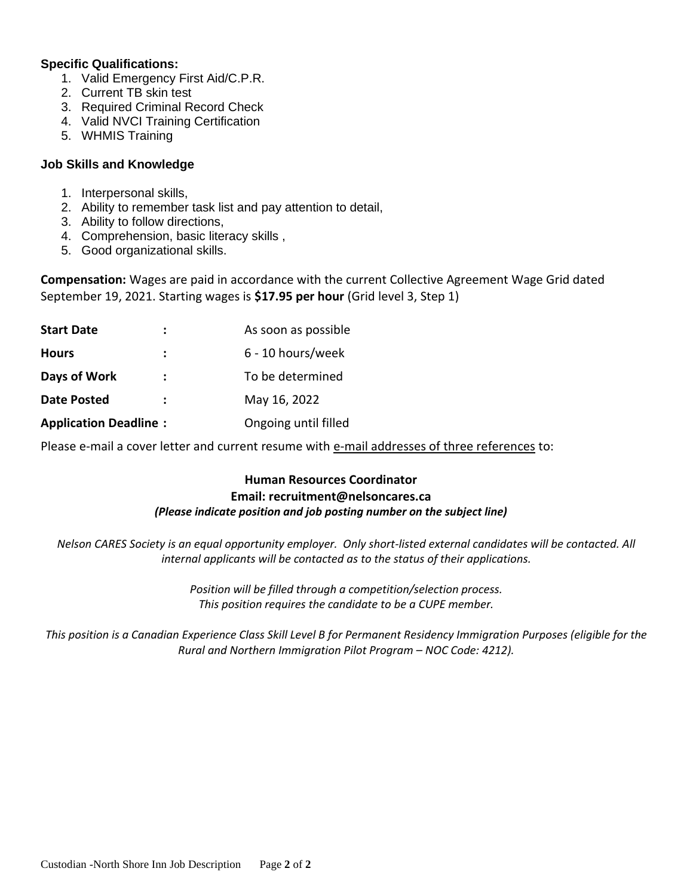**Specific Qualifications:**

1. Valid Emergency First Aid/C.P.R.
2. Current TB skin test
3. Required Criminal Record Check
4. Valid NVCI Training Certification
5. WHMIS Training

**Job Skills and Knowledge**

1. Interpersonal skills,
2. Ability to remember task list and pay attention to detail,
3. Ability to follow directions,
4. Comprehension, basic literacy skills ,
5. Good organizational skills.

**Compensation:** Wages are paid in accordance with the current Collective Agreement Wage Grid dated September 19, 2021. Starting wages is **$17.95 per hour** (Grid level 3, Step 1)

| | | |
|---|---|---|
| **Start Date** | : | As soon as possible |
| **Hours** | : | 6 - 10 hours/week |
| **Days of Work** | : | To be determined |
| **Date Posted** | : | May 16, 2022 |
| **Application Deadline** | : | Ongoing until filled |

Please e-mail a cover letter and current resume with e-mail addresses of three references to:

**Human Resources Coordinator**
**Email: recruitment@nelsoncares.ca**
***(Please indicate position and job posting number on the subject line)***

*Nelson CARES Society is an equal opportunity employer. Only short-listed external candidates will be contacted. All internal applicants will be contacted as to the status of their applications.*

*Position will be filled through a competition/selection process.*
*This position requires the candidate to be a CUPE member.*

*This position is a Canadian Experience Class Skill Level B for Permanent Residency Immigration Purposes (eligible for the Rural and Northern Immigration Pilot Program – NOC Code: 4212).*